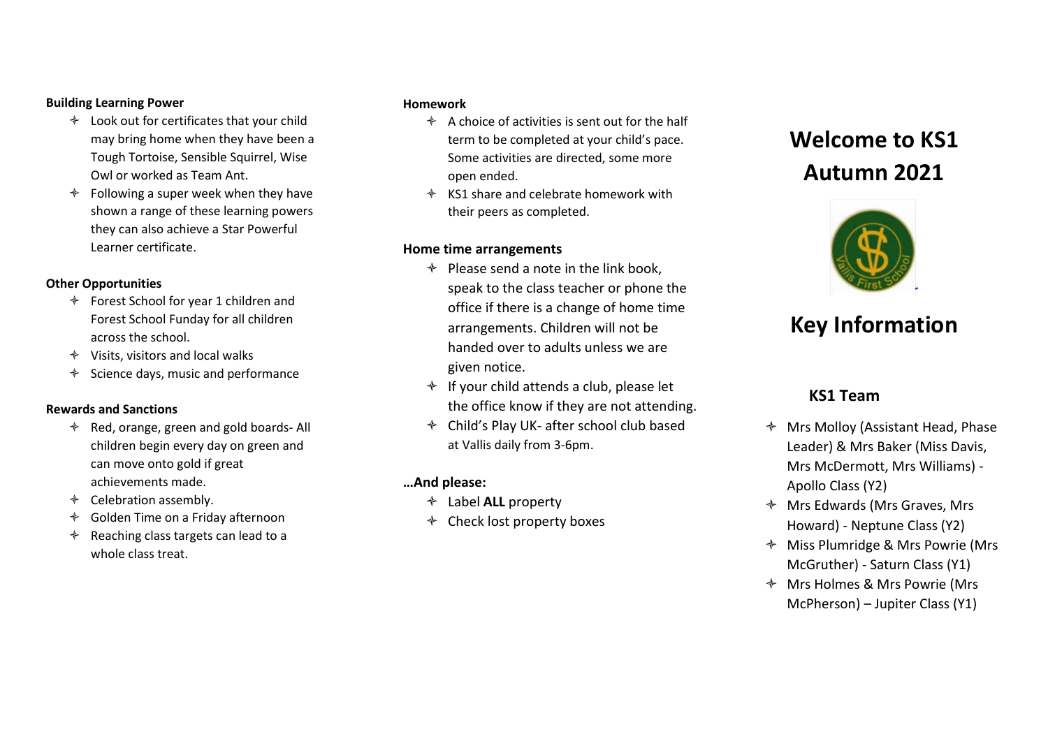#### Building Learning Power

- Look out for certificates that your child may bring home when they have been a Tough Tortoise, Sensible Squirrel, Wise Owl or worked as Team Ant.
- Following a super week when they have shown a range of these learning powers they can also achieve a Star Powerful Learner certificate.

#### Other Opportunities

- Forest School for year 1 children and Forest School Funday for all children across the school.
- Visits, visitors and local walks
- Science days, music and performance

#### Rewards and Sanctions

- Red, orange, green and gold boards- All children begin every day on green and can move onto gold if great achievements made.
- Celebration assembly.
- Golden Time on a Friday afternoon
- Reaching class targets can lead to a whole class treat.

#### Homework

- A choice of activities is sent out for the half term to be completed at your child's pace. Some activities are directed, some more open ended.
- KS1 share and celebrate homework with their peers as completed.

#### Home time arrangements

- Please send a note in the link book, speak to the class teacher or phone the office if there is a change of home time arrangements. Children will not be handed over to adults unless we are given notice.
- If your child attends a club, please let the office know if they are not attending.
- Child's Play UK- after school club based at Vallis daily from 3-6pm.

#### …And please:

- Label **ALL** property
- Check lost property boxes

# Welcome to KS1 Autumn 2021

# Key Information

### KS1 Team

- Mrs Molloy (Assistant Head, Phase Leader) & Mrs Baker (Miss Davis, Mrs McDermott, Mrs Williams) - Apollo Class (Y2)
- Mrs Edwards (Mrs Graves, Mrs Howard) - Neptune Class (Y2)
- Miss Plumridge & Mrs Powrie (Mrs McGruther) - Saturn Class (Y1)
- Mrs Holmes & Mrs Powrie (Mrs McPherson) – Jupiter Class (Y1)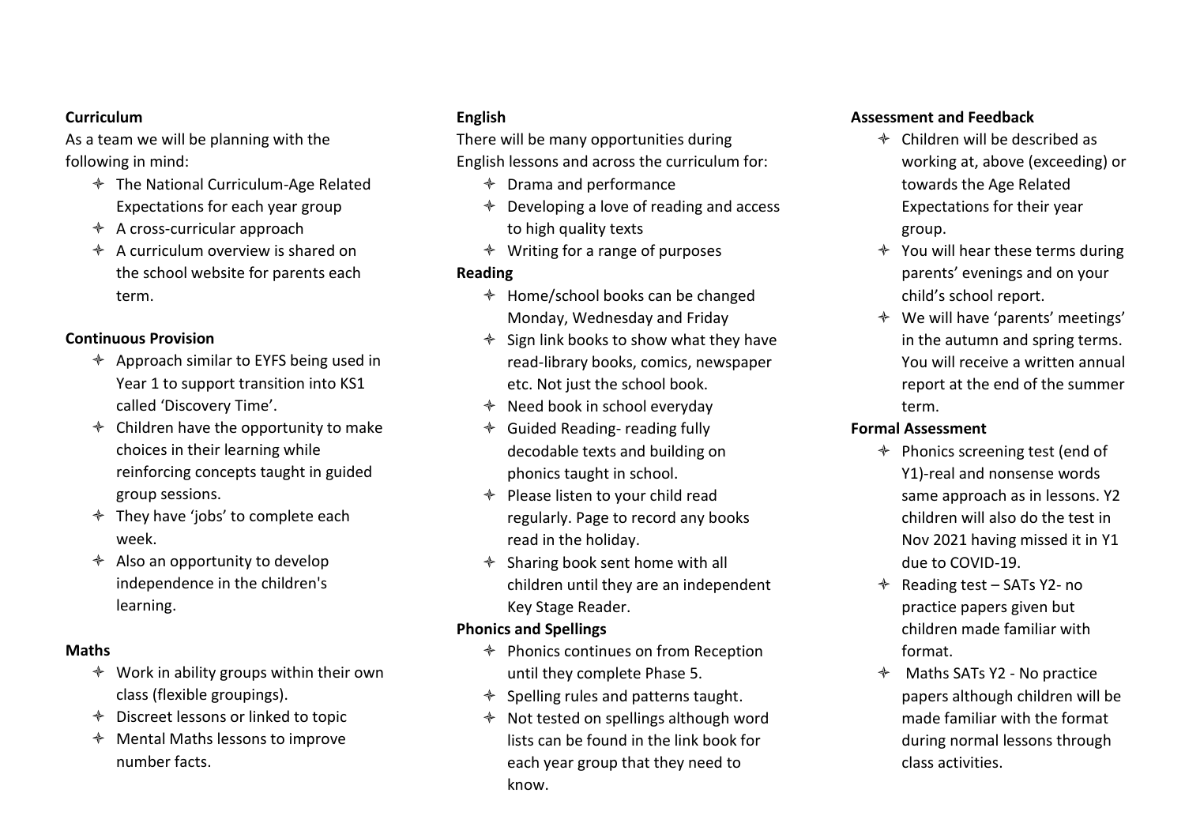**Curriculum**

As a team we will be planning with the following in mind:

- The National Curriculum-Age Related Expectations for each year group
- A cross-curricular approach
- A curriculum overview is shared on the school website for parents each term.

**Continuous Provision**

- Approach similar to EYFS being used in Year 1 to support transition into KS1 called 'Discovery Time'.
- Children have the opportunity to make choices in their learning while reinforcing concepts taught in guided group sessions.
- They have 'jobs' to complete each week.
- Also an opportunity to develop independence in the children's learning.

**Maths**

- Work in ability groups within their own class (flexible groupings).
- Discreet lessons or linked to topic
- Mental Maths lessons to improve number facts.

**English**

There will be many opportunities during English lessons and across the curriculum for:

- Drama and performance
- Developing a love of reading and access to high quality texts
- Writing for a range of purposes

**Reading**

- Home/school books can be changed Monday, Wednesday and Friday
- Sign link books to show what they have read-library books, comics, newspaper etc. Not just the school book.
- Need book in school everyday
- Guided Reading- reading fully decodable texts and building on phonics taught in school.
- Please listen to your child read regularly. Page to record any books read in the holiday.
- Sharing book sent home with all children until they are an independent Key Stage Reader.

**Phonics and Spellings**

- Phonics continues on from Reception until they complete Phase 5.
- Spelling rules and patterns taught.
- Not tested on spellings although word lists can be found in the link book for each year group that they need to know.

**Assessment and Feedback**

- Children will be described as working at, above (exceeding) or towards the Age Related Expectations for their year group.
- You will hear these terms during parents' evenings and on your child's school report.
- We will have 'parents' meetings' in the autumn and spring terms. You will receive a written annual report at the end of the summer term.

**Formal Assessment**

- Phonics screening test (end of Y1)-real and nonsense words same approach as in lessons. Y2 children will also do the test in Nov 2021 having missed it in Y1 due to COVID-19.
- Reading test – SATs Y2- no practice papers given but children made familiar with format.
- Maths SATs Y2 - No practice papers although children will be made familiar with the format during normal lessons through class activities.